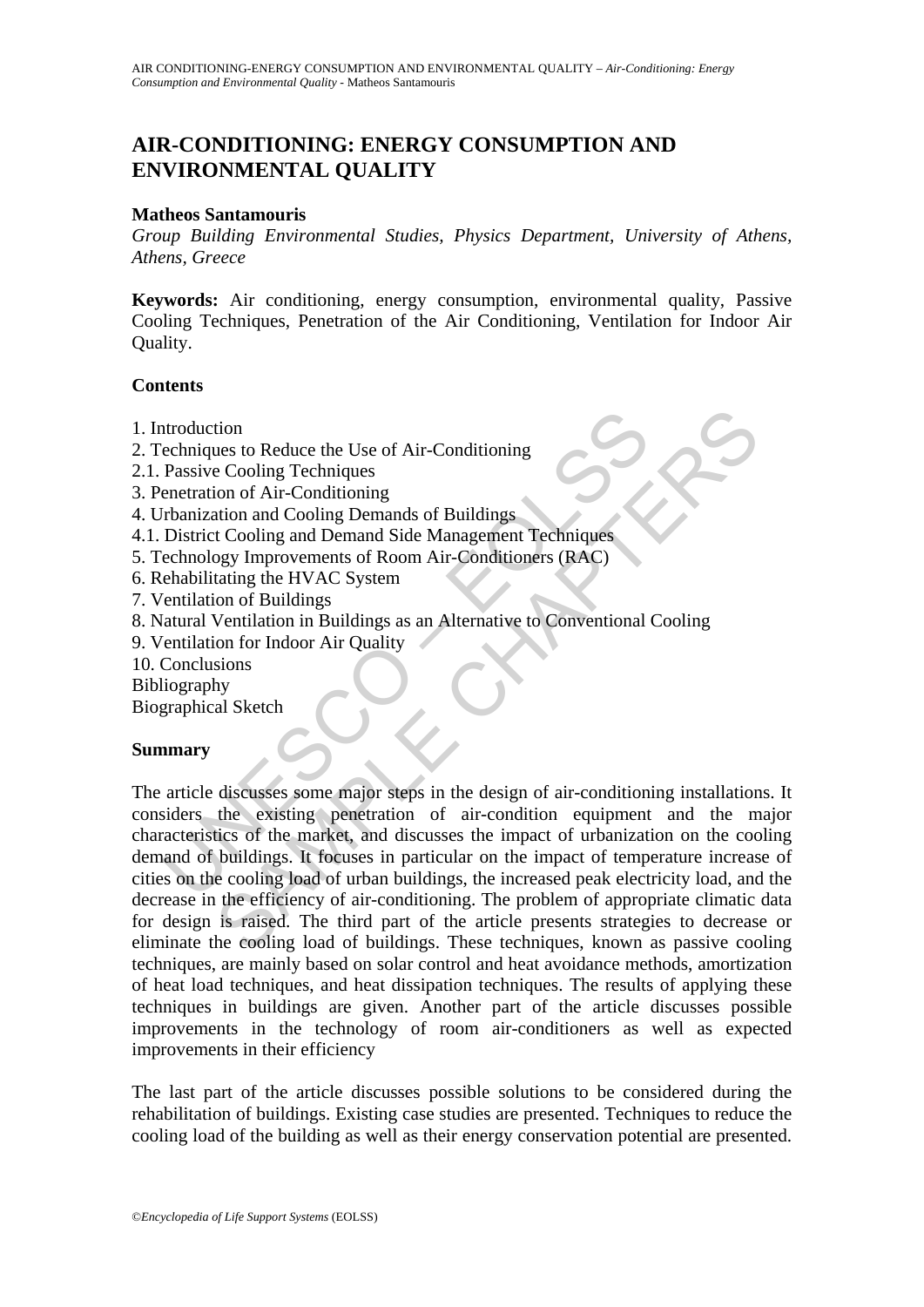# AIR-CONDITIONING: ENERGY CONSUMPTION AND ENVIRONMENTAL QUALITY

**Matheos Santamouris**

*Group Building Environmental Studies, Physics Department, University of Athens, Athens, Greece*

**Keywords:** Air conditioning, energy consumption, environmental quality, Passive Cooling Techniques, Penetration of the Air Conditioning, Ventilation for Indoor Air Quality.

**Contents**

1. Introduction
2. Techniques to Reduce the Use of Air-Conditioning
2.1. Passive Cooling Techniques
3. Penetration of Air-Conditioning
4. Urbanization and Cooling Demands of Buildings
4.1. District Cooling and Demand Side Management Techniques
5. Technology Improvements of Room Air-Conditioners (RAC)
6. Rehabilitating the HVAC System
7. Ventilation of Buildings
8. Natural Ventilation in Buildings as an Alternative to Conventional Cooling
9. Ventilation for Indoor Air Quality
10. Conclusions

Bibliography

Biographical Sketch

**Summary**

The article discusses some major steps in the design of air-conditioning installations. It considers the existing penetration of air-condition equipment and the major characteristics of the market, and discusses the impact of urbanization on the cooling demand of buildings. It focuses in particular on the impact of temperature increase of cities on the cooling load of urban buildings, the increased peak electricity load, and the decrease in the efficiency of air-conditioning. The problem of appropriate climatic data for design is raised. The third part of the article presents strategies to decrease or eliminate the cooling load of buildings. These techniques, known as passive cooling techniques, are mainly based on solar control and heat avoidance methods, amortization of heat load techniques, and heat dissipation techniques. The results of applying these techniques in buildings are given. Another part of the article discusses possible improvements in the technology of room air-conditioners as well as expected improvements in their efficiency

The last part of the article discusses possible solutions to be considered during the rehabilitation of buildings. Existing case studies are presented. Techniques to reduce the cooling load of the building as well as their energy conservation potential are presented.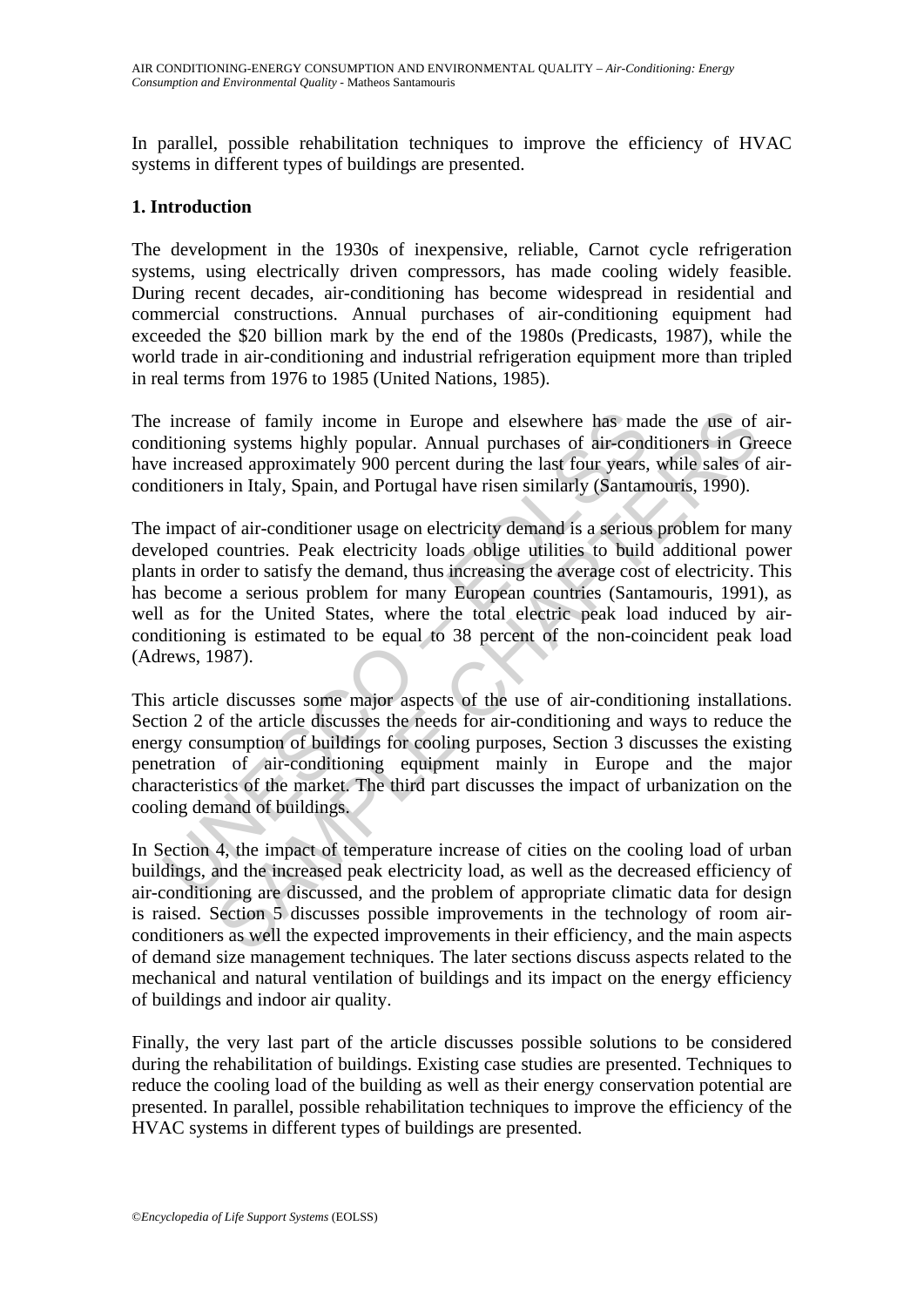In parallel, possible rehabilitation techniques to improve the efficiency of HVAC systems in different types of buildings are presented.

## 1. Introduction

The development in the 1930s of inexpensive, reliable, Carnot cycle refrigeration systems, using electrically driven compressors, has made cooling widely feasible. During recent decades, air-conditioning has become widespread in residential and commercial constructions. Annual purchases of air-conditioning equipment had exceeded the $20 billion mark by the end of the 1980s (Predicasts, 1987), while the world trade in air-conditioning and industrial refrigeration equipment more than tripled in real terms from 1976 to 1985 (United Nations, 1985).

The increase of family income in Europe and elsewhere has made the use of air-conditioning systems highly popular. Annual purchases of air-conditioners in Greece have increased approximately 900 percent during the last four years, while sales of air-conditioners in Italy, Spain, and Portugal have risen similarly (Santamouris, 1990).

The impact of air-conditioner usage on electricity demand is a serious problem for many developed countries. Peak electricity loads oblige utilities to build additional power plants in order to satisfy the demand, thus increasing the average cost of electricity. This has become a serious problem for many European countries (Santamouris, 1991), as well as for the United States, where the total electric peak load induced by air-conditioning is estimated to be equal to 38 percent of the non-coincident peak load (Adrews, 1987).

This article discusses some major aspects of the use of air-conditioning installations. Section 2 of the article discusses the needs for air-conditioning and ways to reduce the energy consumption of buildings for cooling purposes, Section 3 discusses the existing penetration of air-conditioning equipment mainly in Europe and the major characteristics of the market. The third part discusses the impact of urbanization on the cooling demand of buildings.

In Section 4, the impact of temperature increase of cities on the cooling load of urban buildings, and the increased peak electricity load, as well as the decreased efficiency of air-conditioning are discussed, and the problem of appropriate climatic data for design is raised. Section 5 discusses possible improvements in the technology of room air-conditioners as well the expected improvements in their efficiency, and the main aspects of demand size management techniques. The later sections discuss aspects related to the mechanical and natural ventilation of buildings and its impact on the energy efficiency of buildings and indoor air quality.

Finally, the very last part of the article discusses possible solutions to be considered during the rehabilitation of buildings. Existing case studies are presented. Techniques to reduce the cooling load of the building as well as their energy conservation potential are presented. In parallel, possible rehabilitation techniques to improve the efficiency of the HVAC systems in different types of buildings are presented.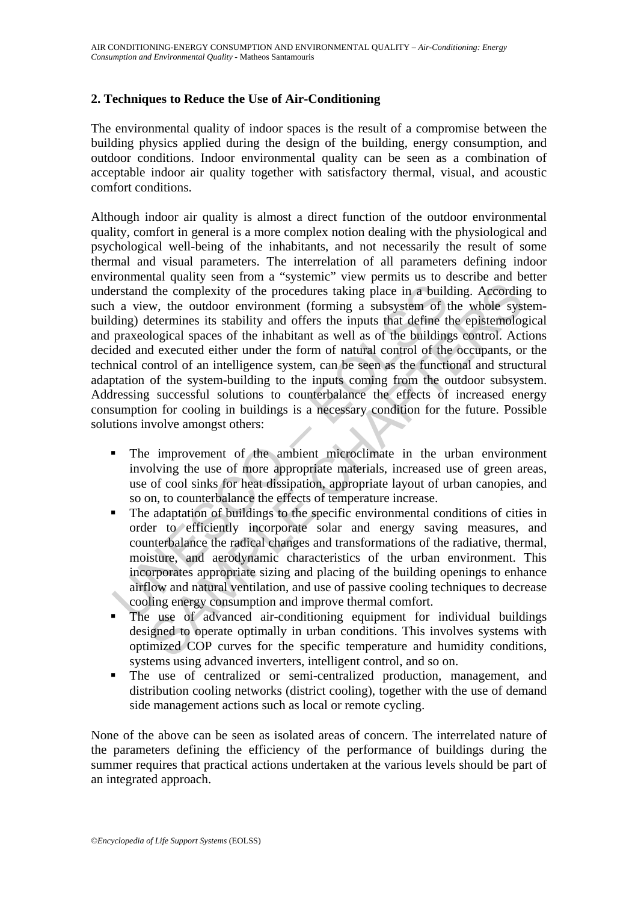## 2. Techniques to Reduce the Use of Air-Conditioning

The environmental quality of indoor spaces is the result of a compromise between the building physics applied during the design of the building, energy consumption, and outdoor conditions. Indoor environmental quality can be seen as a combination of acceptable indoor air quality together with satisfactory thermal, visual, and acoustic comfort conditions.

Although indoor air quality is almost a direct function of the outdoor environmental quality, comfort in general is a more complex notion dealing with the physiological and psychological well-being of the inhabitants, and not necessarily the result of some thermal and visual parameters. The interrelation of all parameters defining indoor environmental quality seen from a "systemic" view permits us to describe and better understand the complexity of the procedures taking place in a building. According to such a view, the outdoor environment (forming a subsystem of the whole system-building) determines its stability and offers the inputs that define the epistemological and praxeological spaces of the inhabitant as well as of the buildings control. Actions decided and executed either under the form of natural control of the occupants, or the technical control of an intelligence system, can be seen as the functional and structural adaptation of the system-building to the inputs coming from the outdoor subsystem. Addressing successful solutions to counterbalance the effects of increased energy consumption for cooling in buildings is a necessary condition for the future. Possible solutions involve amongst others:

- The improvement of the ambient microclimate in the urban environment involving the use of more appropriate materials, increased use of green areas, use of cool sinks for heat dissipation, appropriate layout of urban canopies, and so on, to counterbalance the effects of temperature increase.
- The adaptation of buildings to the specific environmental conditions of cities in order to efficiently incorporate solar and energy saving measures, and counterbalance the radical changes and transformations of the radiative, thermal, moisture, and aerodynamic characteristics of the urban environment. This incorporates appropriate sizing and placing of the building openings to enhance airflow and natural ventilation, and use of passive cooling techniques to decrease cooling energy consumption and improve thermal comfort.
- The use of advanced air-conditioning equipment for individual buildings designed to operate optimally in urban conditions. This involves systems with optimized COP curves for the specific temperature and humidity conditions, systems using advanced inverters, intelligent control, and so on.
- The use of centralized or semi-centralized production, management, and distribution cooling networks (district cooling), together with the use of demand side management actions such as local or remote cycling.

None of the above can be seen as isolated areas of concern. The interrelated nature of the parameters defining the efficiency of the performance of buildings during the summer requires that practical actions undertaken at the various levels should be part of an integrated approach.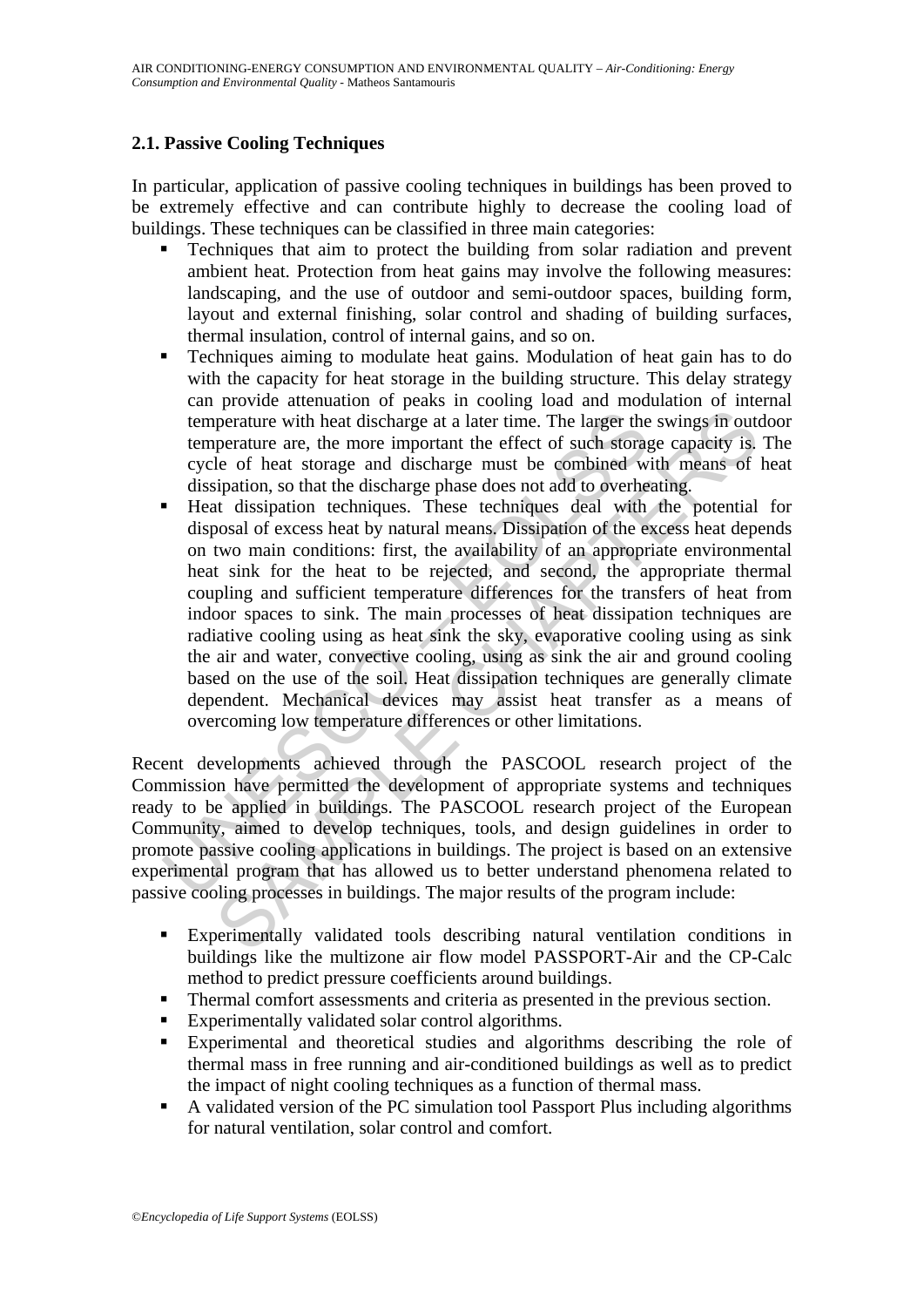### 2.1. Passive Cooling Techniques

In particular, application of passive cooling techniques in buildings has been proved to be extremely effective and can contribute highly to decrease the cooling load of buildings. These techniques can be classified in three main categories:

- Techniques that aim to protect the building from solar radiation and prevent ambient heat. Protection from heat gains may involve the following measures: landscaping, and the use of outdoor and semi-outdoor spaces, building form, layout and external finishing, solar control and shading of building surfaces, thermal insulation, control of internal gains, and so on.
- Techniques aiming to modulate heat gains. Modulation of heat gain has to do with the capacity for heat storage in the building structure. This delay strategy can provide attenuation of peaks in cooling load and modulation of internal temperature with heat discharge at a later time. The larger the swings in outdoor temperature are, the more important the effect of such storage capacity is. The cycle of heat storage and discharge must be combined with means of heat dissipation, so that the discharge phase does not add to overheating.
- Heat dissipation techniques. These techniques deal with the potential for disposal of excess heat by natural means. Dissipation of the excess heat depends on two main conditions: first, the availability of an appropriate environmental heat sink for the heat to be rejected, and second, the appropriate thermal coupling and sufficient temperature differences for the transfers of heat from indoor spaces to sink. The main processes of heat dissipation techniques are radiative cooling using as heat sink the sky, evaporative cooling using as sink the air and water, convective cooling, using as sink the air and ground cooling based on the use of the soil. Heat dissipation techniques are generally climate dependent. Mechanical devices may assist heat transfer as a means of overcoming low temperature differences or other limitations.

Recent developments achieved through the PASCOOL research project of the Commission have permitted the development of appropriate systems and techniques ready to be applied in buildings. The PASCOOL research project of the European Community, aimed to develop techniques, tools, and design guidelines in order to promote passive cooling applications in buildings. The project is based on an extensive experimental program that has allowed us to better understand phenomena related to passive cooling processes in buildings. The major results of the program include:

- Experimentally validated tools describing natural ventilation conditions in buildings like the multizone air flow model PASSPORT-Air and the CP-Calc method to predict pressure coefficients around buildings.
- Thermal comfort assessments and criteria as presented in the previous section.
- Experimentally validated solar control algorithms.
- Experimental and theoretical studies and algorithms describing the role of thermal mass in free running and air-conditioned buildings as well as to predict the impact of night cooling techniques as a function of thermal mass.
- A validated version of the PC simulation tool Passport Plus including algorithms for natural ventilation, solar control and comfort.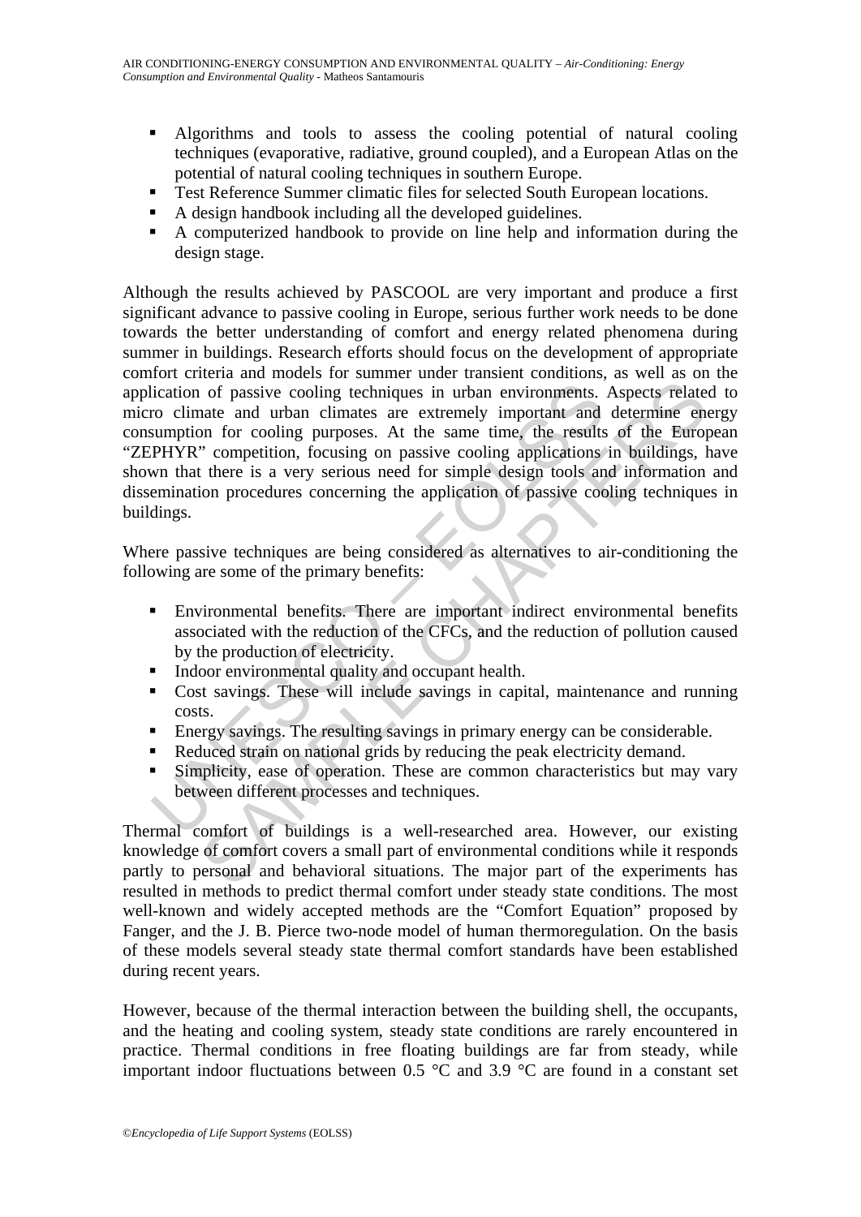- Algorithms and tools to assess the cooling potential of natural cooling techniques (evaporative, radiative, ground coupled), and a European Atlas on the potential of natural cooling techniques in southern Europe.
- Test Reference Summer climatic files for selected South European locations.
- A design handbook including all the developed guidelines.
- A computerized handbook to provide on line help and information during the design stage.

Although the results achieved by PASCOOL are very important and produce a first significant advance to passive cooling in Europe, serious further work needs to be done towards the better understanding of comfort and energy related phenomena during summer in buildings. Research efforts should focus on the development of appropriate comfort criteria and models for summer under transient conditions, as well as on the application of passive cooling techniques in urban environments. Aspects related to micro climate and urban climates are extremely important and determine energy consumption for cooling purposes. At the same time, the results of the European "ZEPHYR" competition, focusing on passive cooling applications in buildings, have shown that there is a very serious need for simple design tools and information and dissemination procedures concerning the application of passive cooling techniques in buildings.

Where passive techniques are being considered as alternatives to air-conditioning the following are some of the primary benefits:

- Environmental benefits. There are important indirect environmental benefits associated with the reduction of the CFCs, and the reduction of pollution caused by the production of electricity.
- Indoor environmental quality and occupant health.
- Cost savings. These will include savings in capital, maintenance and running costs.
- Energy savings. The resulting savings in primary energy can be considerable.
- Reduced strain on national grids by reducing the peak electricity demand.
- Simplicity, ease of operation. These are common characteristics but may vary between different processes and techniques.

Thermal comfort of buildings is a well-researched area. However, our existing knowledge of comfort covers a small part of environmental conditions while it responds partly to personal and behavioral situations. The major part of the experiments has resulted in methods to predict thermal comfort under steady state conditions. The most well-known and widely accepted methods are the "Comfort Equation" proposed by Fanger, and the J. B. Pierce two-node model of human thermoregulation. On the basis of these models several steady state thermal comfort standards have been established during recent years.

However, because of the thermal interaction between the building shell, the occupants, and the heating and cooling system, steady state conditions are rarely encountered in practice. Thermal conditions in free floating buildings are far from steady, while important indoor fluctuations between 0.5 °C and 3.9 °C are found in a constant set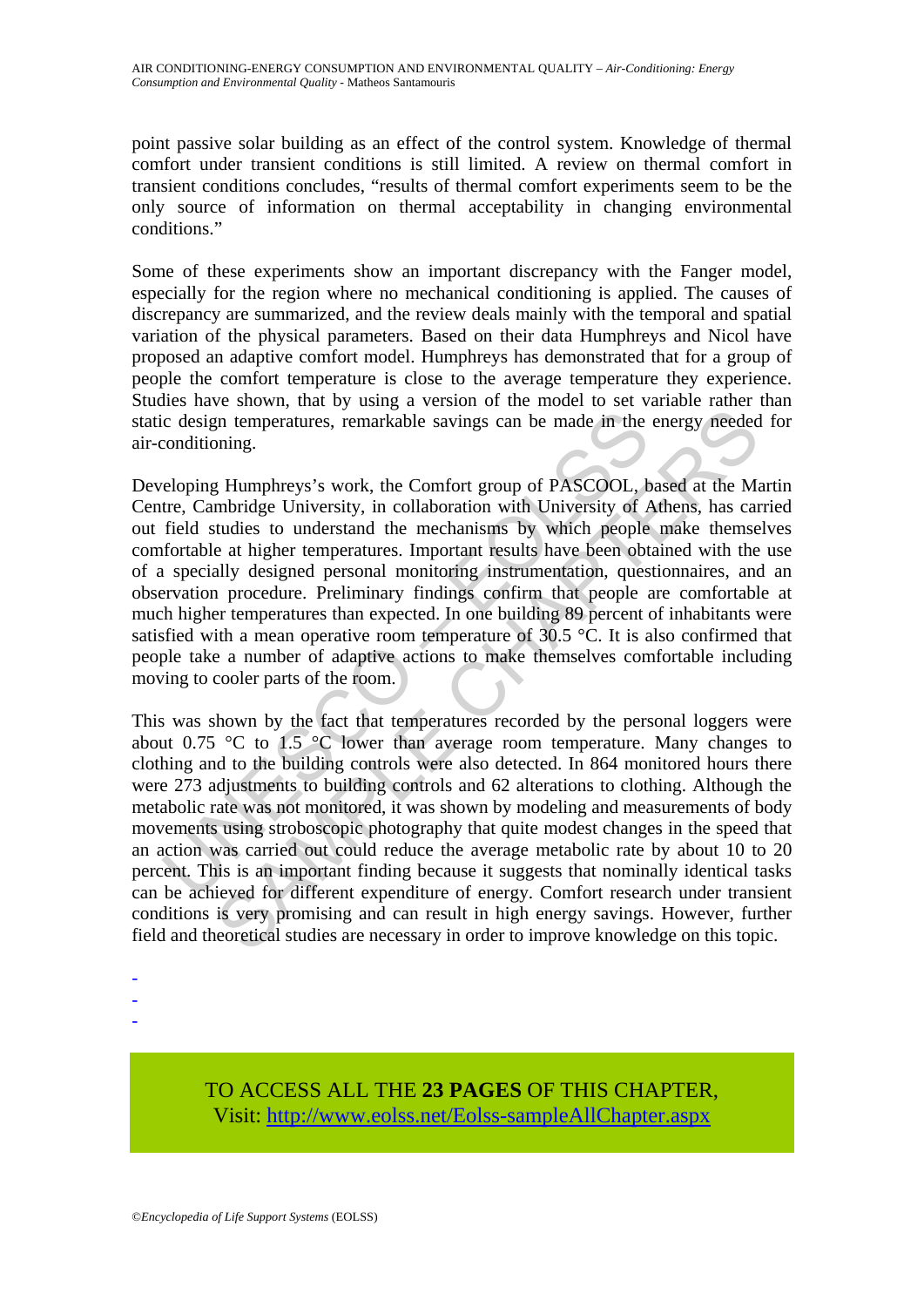point passive solar building as an effect of the control system. Knowledge of thermal comfort under transient conditions is still limited. A review on thermal comfort in transient conditions concludes, "results of thermal comfort experiments seem to be the only source of information on thermal acceptability in changing environmental conditions."

Some of these experiments show an important discrepancy with the Fanger model, especially for the region where no mechanical conditioning is applied. The causes of discrepancy are summarized, and the review deals mainly with the temporal and spatial variation of the physical parameters. Based on their data Humphreys and Nicol have proposed an adaptive comfort model. Humphreys has demonstrated that for a group of people the comfort temperature is close to the average temperature they experience. Studies have shown, that by using a version of the model to set variable rather than static design temperatures, remarkable savings can be made in the energy needed for air-conditioning.

Developing Humphreys's work, the Comfort group of PASCOOL, based at the Martin Centre, Cambridge University, in collaboration with University of Athens, has carried out field studies to understand the mechanisms by which people make themselves comfortable at higher temperatures. Important results have been obtained with the use of a specially designed personal monitoring instrumentation, questionnaires, and an observation procedure. Preliminary findings confirm that people are comfortable at much higher temperatures than expected. In one building 89 percent of inhabitants were satisfied with a mean operative room temperature of 30.5 °C. It is also confirmed that people take a number of adaptive actions to make themselves comfortable including moving to cooler parts of the room.

This was shown by the fact that temperatures recorded by the personal loggers were about 0.75 °C to 1.5 °C lower than average room temperature. Many changes to clothing and to the building controls were also detected. In 864 monitored hours there were 273 adjustments to building controls and 62 alterations to clothing. Although the metabolic rate was not monitored, it was shown by modeling and measurements of body movements using stroboscopic photography that quite modest changes in the speed that an action was carried out could reduce the average metabolic rate by about 10 to 20 percent. This is an important finding because it suggests that nominally identical tasks can be achieved for different expenditure of energy. Comfort research under transient conditions is very promising and can result in high energy savings. However, further field and theoretical studies are necessary in order to improve knowledge on this topic.

-
-
-

TO ACCESS ALL THE **23 PAGES** OF THIS CHAPTER,
Visit: http://www.eolss.net/Eolss-sampleAllChapter.aspx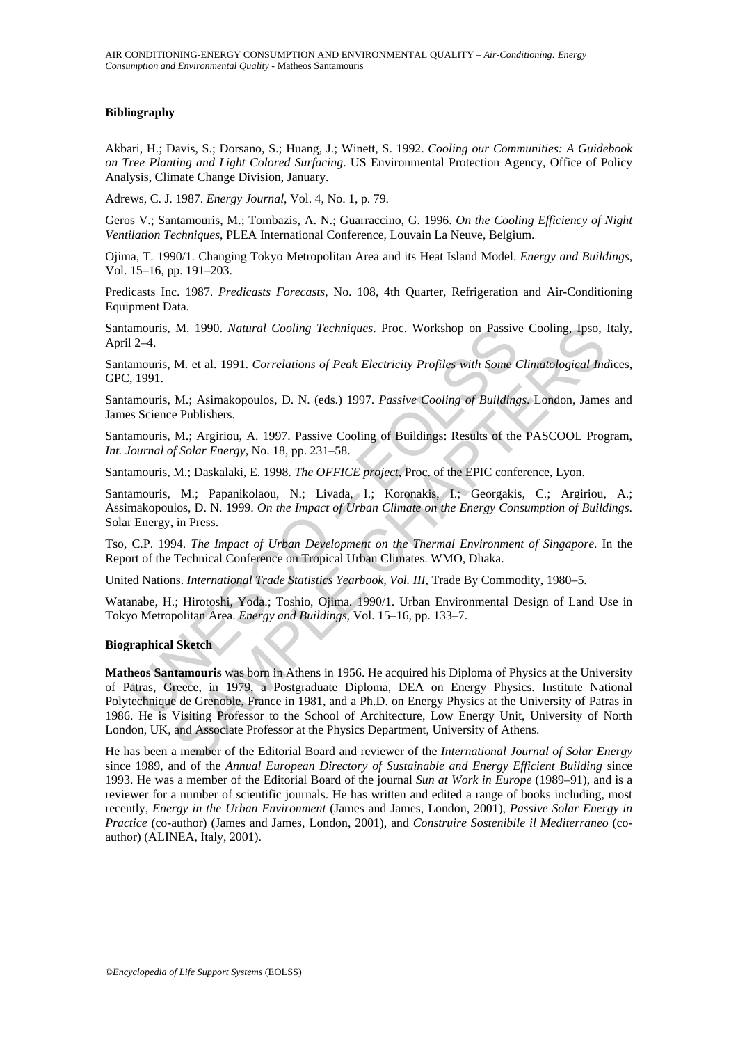### Bibliography

Akbari, H.; Davis, S.; Dorsano, S.; Huang, J.; Winett, S. 1992. *Cooling our Communities: A Guidebook on Tree Planting and Light Colored Surfacing*. US Environmental Protection Agency, Office of Policy Analysis, Climate Change Division, January.

Adrews, C. J. 1987. *Energy Journal*, Vol. 4, No. 1, p. 79.

Geros V.; Santamouris, M.; Tombazis, A. N.; Guarraccino, G. 1996. *On the Cooling Efficiency of Night Ventilation Techniques*, PLEA International Conference, Louvain La Neuve, Belgium.

Ojima, T. 1990/1. Changing Tokyo Metropolitan Area and its Heat Island Model. *Energy and Buildings*, Vol. 15–16, pp. 191–203.

Predicasts Inc. 1987. *Predicasts Forecasts*, No. 108, 4th Quarter, Refrigeration and Air-Conditioning Equipment Data.

Santamouris, M. 1990. *Natural Cooling Techniques*. Proc. Workshop on Passive Cooling, Ipso, Italy, April 2–4.

Santamouris, M. et al. 1991. *Correlations of Peak Electricity Profiles with Some Climatological Ind*ices, GPC, 1991.

Santamouris, M.; Asimakopoulos, D. N. (eds.) 1997. *Passive Cooling of Buildings*. London, James and James Science Publishers.

Santamouris, M.; Argiriou, A. 1997. Passive Cooling of Buildings: Results of the PASCOOL Program, *Int. Journal of Solar Energy*, No. 18, pp. 231–58.

Santamouris, M.; Daskalaki, E. 1998. *The OFFICE project*, Proc. of the EPIC conference, Lyon.

Santamouris, M.; Papanikolaou, N.; Livada, I.; Koronakis, I.; Georgakis, C.; Argiriou, A.; Assimakopoulos, D. N. 1999. *On the Impact of Urban Climate on the Energy Consumption of Buildings*. Solar Energy, in Press.

Tso, C.P. 1994. *The Impact of Urban Development on the Thermal Environment of Singapore*. In the Report of the Technical Conference on Tropical Urban Climates. WMO, Dhaka.

United Nations. *International Trade Statistics Yearbook, Vol. III*, Trade By Commodity, 1980–5.

Watanabe, H.; Hirotoshi, Yoda.; Toshio, Ojima. 1990/1. Urban Environmental Design of Land Use in Tokyo Metropolitan Area. *Energy and Buildings*, Vol. 15–16, pp. 133–7.

### Biographical Sketch

**Matheos Santamouris** was born in Athens in 1956. He acquired his Diploma of Physics at the University of Patras, Greece, in 1979, a Postgraduate Diploma, DEA on Energy Physics. Institute National Polytechnique de Grenoble, France in 1981, and a Ph.D. on Energy Physics at the University of Patras in 1986. He is Visiting Professor to the School of Architecture, Low Energy Unit, University of North London, UK, and Associate Professor at the Physics Department, University of Athens.

He has been a member of the Editorial Board and reviewer of the *International Journal of Solar Energy* since 1989, and of the *Annual European Directory of Sustainable and Energy Efficient Building* since 1993. He was a member of the Editorial Board of the journal *Sun at Work in Europe* (1989–91), and is a reviewer for a number of scientific journals. He has written and edited a range of books including, most recently, *Energy in the Urban Environment* (James and James, London, 2001), *Passive Solar Energy in Practice* (co-author) (James and James, London, 2001), and *Construire Sostenibile il Mediterraneo* (co-author) (ALINEA, Italy, 2001).